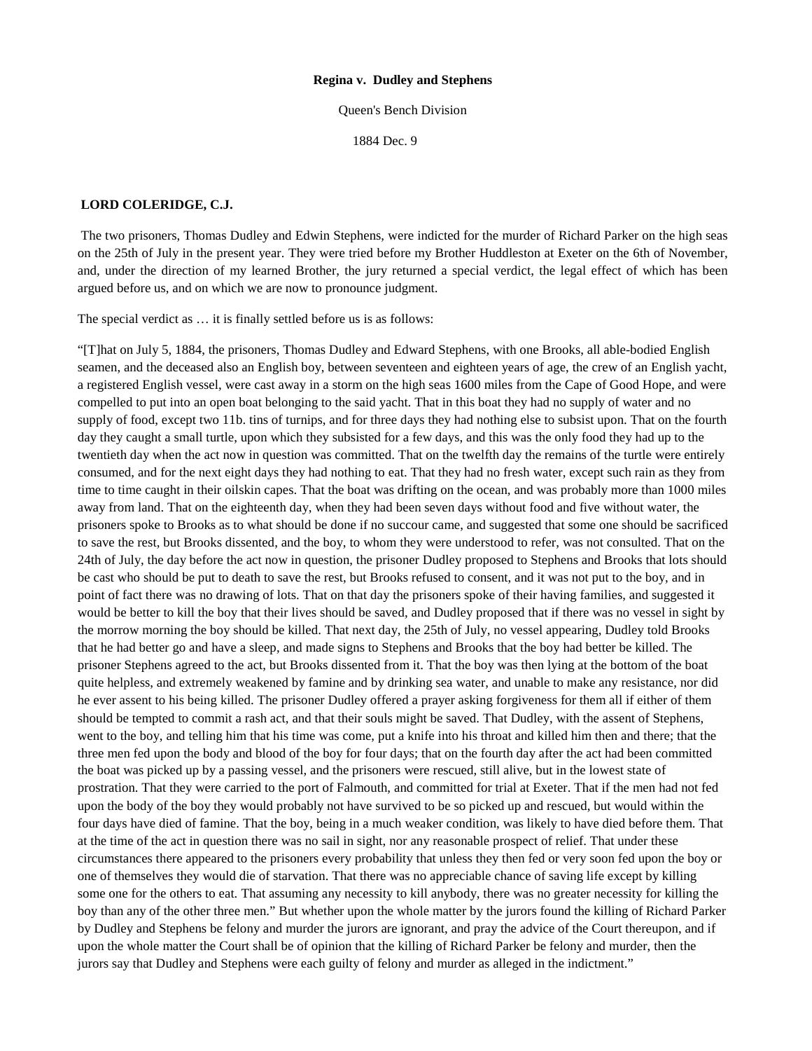**Regina v. Dudley and Stephens**

Queen's Bench Division

1884 Dec. 9

**LORD COLERIDGE, C.J.**

The two prisoners, Thomas Dudley and Edwin Stephens, were indicted for the murder of Richard Parker on the high seas on the 25th of July in the present year. They were tried before my Brother Huddleston at Exeter on the 6th of November, and, under the direction of my learned Brother, the jury returned a special verdict, the legal effect of which has been argued before us, and on which we are now to pronounce judgment.

The special verdict as … it is finally settled before us is as follows:

"[T]hat on July 5, 1884, the prisoners, Thomas Dudley and Edward Stephens, with one Brooks, all able-bodied English seamen, and the deceased also an English boy, between seventeen and eighteen years of age, the crew of an English yacht, a registered English vessel, were cast away in a storm on the high seas 1600 miles from the Cape of Good Hope, and were compelled to put into an open boat belonging to the said yacht. That in this boat they had no supply of water and no supply of food, except two 11b. tins of turnips, and for three days they had nothing else to subsist upon. That on the fourth day they caught a small turtle, upon which they subsisted for a few days, and this was the only food they had up to the twentieth day when the act now in question was committed. That on the twelfth day the remains of the turtle were entirely consumed, and for the next eight days they had nothing to eat. That they had no fresh water, except such rain as they from time to time caught in their oilskin capes. That the boat was drifting on the ocean, and was probably more than 1000 miles away from land. That on the eighteenth day, when they had been seven days without food and five without water, the prisoners spoke to Brooks as to what should be done if no succour came, and suggested that some one should be sacrificed to save the rest, but Brooks dissented, and the boy, to whom they were understood to refer, was not consulted. That on the 24th of July, the day before the act now in question, the prisoner Dudley proposed to Stephens and Brooks that lots should be cast who should be put to death to save the rest, but Brooks refused to consent, and it was not put to the boy, and in point of fact there was no drawing of lots. That on that day the prisoners spoke of their having families, and suggested it would be better to kill the boy that their lives should be saved, and Dudley proposed that if there was no vessel in sight by the morrow morning the boy should be killed. That next day, the 25th of July, no vessel appearing, Dudley told Brooks that he had better go and have a sleep, and made signs to Stephens and Brooks that the boy had better be killed. The prisoner Stephens agreed to the act, but Brooks dissented from it. That the boy was then lying at the bottom of the boat quite helpless, and extremely weakened by famine and by drinking sea water, and unable to make any resistance, nor did he ever assent to his being killed. The prisoner Dudley offered a prayer asking forgiveness for them all if either of them should be tempted to commit a rash act, and that their souls might be saved. That Dudley, with the assent of Stephens, went to the boy, and telling him that his time was come, put a knife into his throat and killed him then and there; that the three men fed upon the body and blood of the boy for four days; that on the fourth day after the act had been committed the boat was picked up by a passing vessel, and the prisoners were rescued, still alive, but in the lowest state of prostration. That they were carried to the port of Falmouth, and committed for trial at Exeter. That if the men had not fed upon the body of the boy they would probably not have survived to be so picked up and rescued, but would within the four days have died of famine. That the boy, being in a much weaker condition, was likely to have died before them. That at the time of the act in question there was no sail in sight, nor any reasonable prospect of relief. That under these circumstances there appeared to the prisoners every probability that unless they then fed or very soon fed upon the boy or one of themselves they would die of starvation. That there was no appreciable chance of saving life except by killing some one for the others to eat. That assuming any necessity to kill anybody, there was no greater necessity for killing the boy than any of the other three men." But whether upon the whole matter by the jurors found the killing of Richard Parker by Dudley and Stephens be felony and murder the jurors are ignorant, and pray the advice of the Court thereupon, and if upon the whole matter the Court shall be of opinion that the killing of Richard Parker be felony and murder, then the jurors say that Dudley and Stephens were each guilty of felony and murder as alleged in the indictment."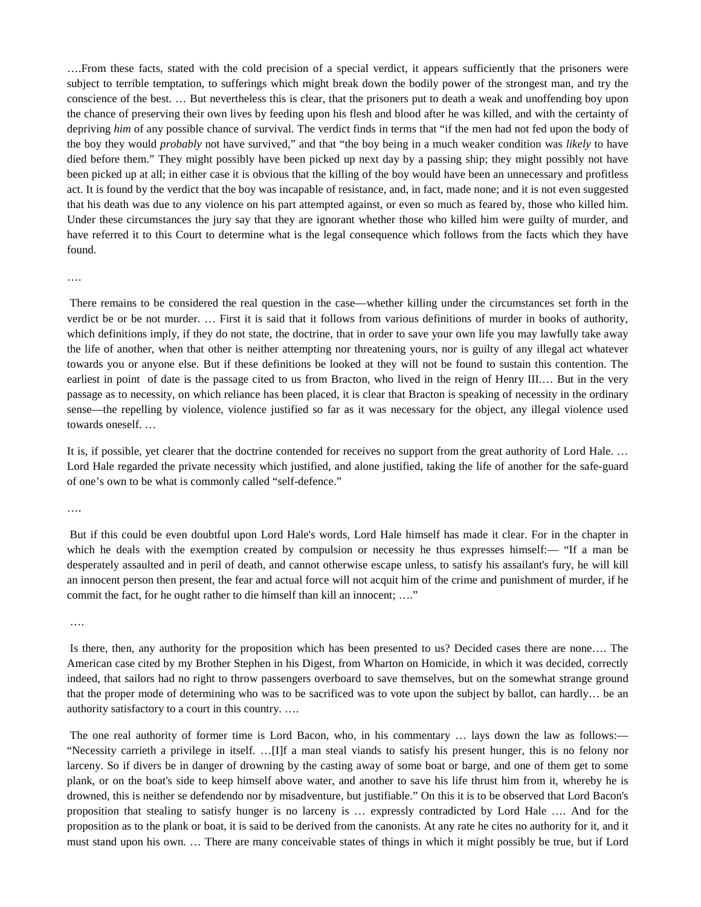….From these facts, stated with the cold precision of a special verdict, it appears sufficiently that the prisoners were subject to terrible temptation, to sufferings which might break down the bodily power of the strongest man, and try the conscience of the best. … But nevertheless this is clear, that the prisoners put to death a weak and unoffending boy upon the chance of preserving their own lives by feeding upon his flesh and blood after he was killed, and with the certainty of depriving *him* of any possible chance of survival. The verdict finds in terms that "if the men had not fed upon the body of the boy they would *probably* not have survived," and that "the boy being in a much weaker condition was *likely* to have died before them." They might possibly have been picked up next day by a passing ship; they might possibly not have been picked up at all; in either case it is obvious that the killing of the boy would have been an unnecessary and profitless act. It is found by the verdict that the boy was incapable of resistance, and, in fact, made none; and it is not even suggested that his death was due to any violence on his part attempted against, or even so much as feared by, those who killed him. Under these circumstances the jury say that they are ignorant whether those who killed him were guilty of murder, and have referred it to this Court to determine what is the legal consequence which follows from the facts which they have found.

….

There remains to be considered the real question in the case—whether killing under the circumstances set forth in the verdict be or be not murder. … First it is said that it follows from various definitions of murder in books of authority, which definitions imply, if they do not state, the doctrine, that in order to save your own life you may lawfully take away the life of another, when that other is neither attempting nor threatening yours, nor is guilty of any illegal act whatever towards you or anyone else. But if these definitions be looked at they will not be found to sustain this contention. The earliest in point of date is the passage cited to us from Bracton, who lived in the reign of Henry III.… But in the very passage as to necessity, on which reliance has been placed, it is clear that Bracton is speaking of necessity in the ordinary sense—the repelling by violence, violence justified so far as it was necessary for the object, any illegal violence used towards oneself. …

It is, if possible, yet clearer that the doctrine contended for receives no support from the great authority of Lord Hale. … Lord Hale regarded the private necessity which justified, and alone justified, taking the life of another for the safe-guard of one's own to be what is commonly called "self-defence."

….

But if this could be even doubtful upon Lord Hale's words, Lord Hale himself has made it clear. For in the chapter in which he deals with the exemption created by compulsion or necessity he thus expresses himself:— "If a man be desperately assaulted and in peril of death, and cannot otherwise escape unless, to satisfy his assailant's fury, he will kill an innocent person then present, the fear and actual force will not acquit him of the crime and punishment of murder, if he commit the fact, for he ought rather to die himself than kill an innocent; …."

….

Is there, then, any authority for the proposition which has been presented to us? Decided cases there are none…. The American case cited by my Brother Stephen in his Digest, from Wharton on Homicide, in which it was decided, correctly indeed, that sailors had no right to throw passengers overboard to save themselves, but on the somewhat strange ground that the proper mode of determining who was to be sacrificed was to vote upon the subject by ballot, can hardly… be an authority satisfactory to a court in this country. ….

The one real authority of former time is Lord Bacon, who, in his commentary … lays down the law as follows:— "Necessity carrieth a privilege in itself. …[I]f a man steal viands to satisfy his present hunger, this is no felony nor larceny. So if divers be in danger of drowning by the casting away of some boat or barge, and one of them get to some plank, or on the boat's side to keep himself above water, and another to save his life thrust him from it, whereby he is drowned, this is neither se defendendo nor by misadventure, but justifiable." On this it is to be observed that Lord Bacon's proposition that stealing to satisfy hunger is no larceny is … expressly contradicted by Lord Hale …. And for the proposition as to the plank or boat, it is said to be derived from the canonists. At any rate he cites no authority for it, and it must stand upon his own. … There are many conceivable states of things in which it might possibly be true, but if Lord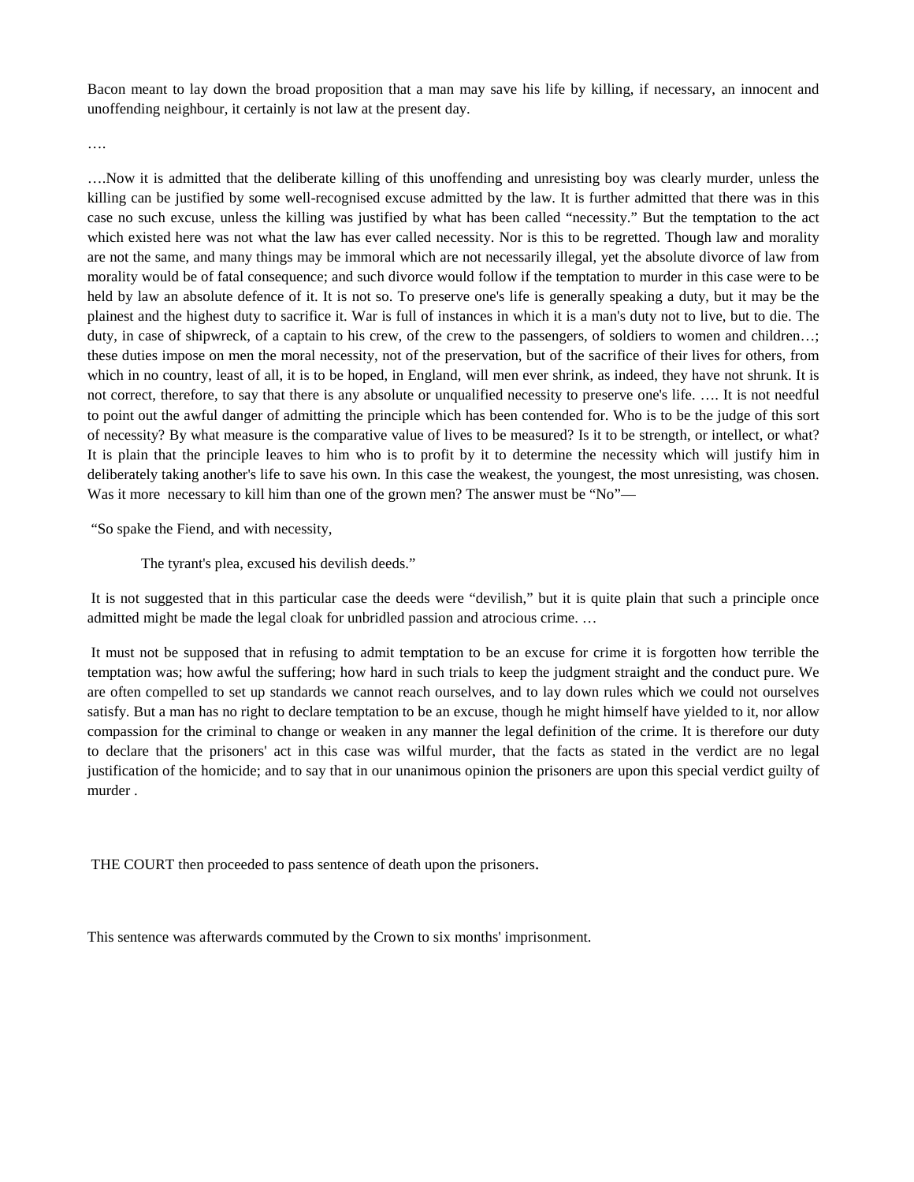Bacon meant to lay down the broad proposition that a man may save his life by killing, if necessary, an innocent and unoffending neighbour, it certainly is not law at the present day.

….

….Now it is admitted that the deliberate killing of this unoffending and unresisting boy was clearly murder, unless the killing can be justified by some well-recognised excuse admitted by the law. It is further admitted that there was in this case no such excuse, unless the killing was justified by what has been called "necessity." But the temptation to the act which existed here was not what the law has ever called necessity. Nor is this to be regretted. Though law and morality are not the same, and many things may be immoral which are not necessarily illegal, yet the absolute divorce of law from morality would be of fatal consequence; and such divorce would follow if the temptation to murder in this case were to be held by law an absolute defence of it. It is not so. To preserve one's life is generally speaking a duty, but it may be the plainest and the highest duty to sacrifice it. War is full of instances in which it is a man's duty not to live, but to die. The duty, in case of shipwreck, of a captain to his crew, of the crew to the passengers, of soldiers to women and children…; these duties impose on men the moral necessity, not of the preservation, but of the sacrifice of their lives for others, from which in no country, least of all, it is to be hoped, in England, will men ever shrink, as indeed, they have not shrunk. It is not correct, therefore, to say that there is any absolute or unqualified necessity to preserve one's life. …. It is not needful to point out the awful danger of admitting the principle which has been contended for. Who is to be the judge of this sort of necessity? By what measure is the comparative value of lives to be measured? Is it to be strength, or intellect, or what? It is plain that the principle leaves to him who is to profit by it to determine the necessity which will justify him in deliberately taking another's life to save his own. In this case the weakest, the youngest, the most unresisting, was chosen. Was it more necessary to kill him than one of the grown men? The answer must be "No"—

"So spake the Fiend, and with necessity,

The tyrant's plea, excused his devilish deeds."

It is not suggested that in this particular case the deeds were "devilish," but it is quite plain that such a principle once admitted might be made the legal cloak for unbridled passion and atrocious crime. …

It must not be supposed that in refusing to admit temptation to be an excuse for crime it is forgotten how terrible the temptation was; how awful the suffering; how hard in such trials to keep the judgment straight and the conduct pure. We are often compelled to set up standards we cannot reach ourselves, and to lay down rules which we could not ourselves satisfy. But a man has no right to declare temptation to be an excuse, though he might himself have yielded to it, nor allow compassion for the criminal to change or weaken in any manner the legal definition of the crime. It is therefore our duty to declare that the prisoners' act in this case was wilful murder, that the facts as stated in the verdict are no legal justification of the homicide; and to say that in our unanimous opinion the prisoners are upon this special verdict guilty of murder .

THE COURT then proceeded to pass sentence of death upon the prisoners.

This sentence was afterwards commuted by the Crown to six months' imprisonment.